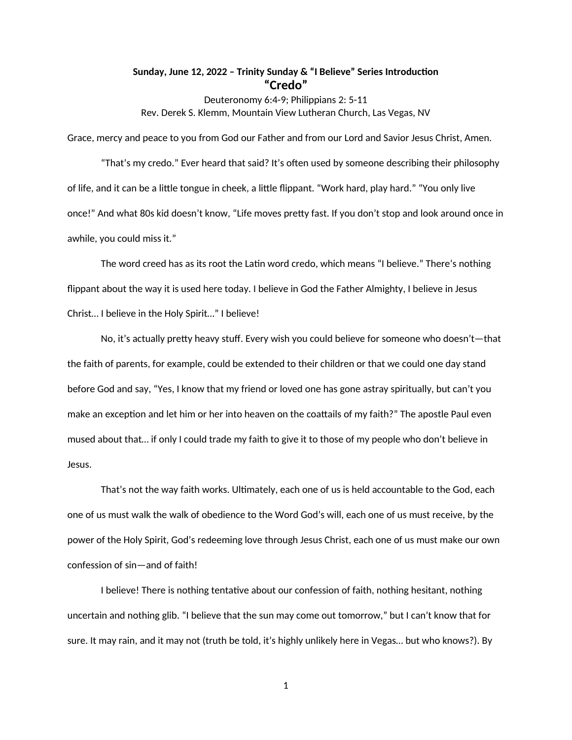**Sunday, June 12, 2022 – Trinity Sunday & "I Believe" Series Introduction**

# "Credo"

Deuteronomy 6:4-9; Philippians 2: 5-11

Rev. Derek S. Klemm, Mountain View Lutheran Church, Las Vegas, NV

Grace, mercy and peace to you from God our Father and from our Lord and Savior Jesus Christ, Amen.

"That's my credo." Ever heard that said? It's often used by someone describing their philosophy of life, and it can be a little tongue in cheek, a little flippant. "Work hard, play hard." "You only live once!" And what 80s kid doesn't know, "Life moves pretty fast. If you don't stop and look around once in awhile, you could miss it."

The word creed has as its root the Latin word credo, which means "I believe." There's nothing flippant about the way it is used here today. I believe in God the Father Almighty, I believe in Jesus Christ… I believe in the Holy Spirit…" I believe!

No, it's actually pretty heavy stuff. Every wish you could believe for someone who doesn't—that the faith of parents, for example, could be extended to their children or that we could one day stand before God and say, "Yes, I know that my friend or loved one has gone astray spiritually, but can't you make an exception and let him or her into heaven on the coattails of my faith?" The apostle Paul even mused about that… if only I could trade my faith to give it to those of my people who don't believe in Jesus.

That's not the way faith works. Ultimately, each one of us is held accountable to the God, each one of us must walk the walk of obedience to the Word God's will, each one of us must receive, by the power of the Holy Spirit, God's redeeming love through Jesus Christ, each one of us must make our own confession of sin—and of faith!

I believe! There is nothing tentative about our confession of faith, nothing hesitant, nothing uncertain and nothing glib. "I believe that the sun may come out tomorrow," but I can't know that for sure. It may rain, and it may not (truth be told, it's highly unlikely here in Vegas… but who knows?). By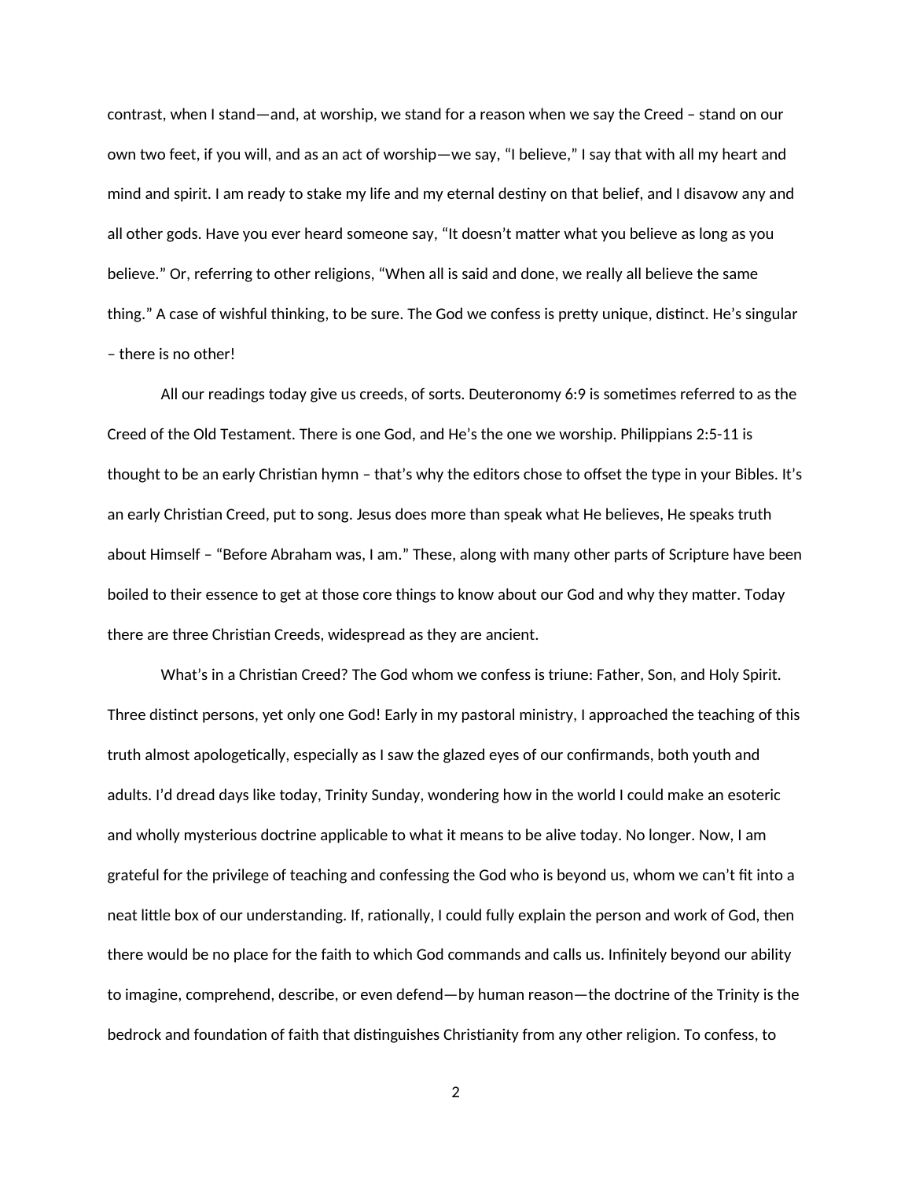contrast, when I stand—and, at worship, we stand for a reason when we say the Creed – stand on our own two feet, if you will, and as an act of worship—we say, "I believe," I say that with all my heart and mind and spirit. I am ready to stake my life and my eternal destiny on that belief, and I disavow any and all other gods. Have you ever heard someone say, "It doesn't matter what you believe as long as you believe." Or, referring to other religions, "When all is said and done, we really all believe the same thing." A case of wishful thinking, to be sure. The God we confess is pretty unique, distinct. He's singular – there is no other!

All our readings today give us creeds, of sorts. Deuteronomy 6:9 is sometimes referred to as the Creed of the Old Testament. There is one God, and He's the one we worship. Philippians 2:5-11 is thought to be an early Christian hymn – that's why the editors chose to offset the type in your Bibles. It's an early Christian Creed, put to song. Jesus does more than speak what He believes, He speaks truth about Himself – "Before Abraham was, I am." These, along with many other parts of Scripture have been boiled to their essence to get at those core things to know about our God and why they matter. Today there are three Christian Creeds, widespread as they are ancient.

What's in a Christian Creed? The God whom we confess is triune: Father, Son, and Holy Spirit. Three distinct persons, yet only one God! Early in my pastoral ministry, I approached the teaching of this truth almost apologetically, especially as I saw the glazed eyes of our confirmands, both youth and adults. I'd dread days like today, Trinity Sunday, wondering how in the world I could make an esoteric and wholly mysterious doctrine applicable to what it means to be alive today. No longer. Now, I am grateful for the privilege of teaching and confessing the God who is beyond us, whom we can't fit into a neat little box of our understanding. If, rationally, I could fully explain the person and work of God, then there would be no place for the faith to which God commands and calls us. Infinitely beyond our ability to imagine, comprehend, describe, or even defend—by human reason—the doctrine of the Trinity is the bedrock and foundation of faith that distinguishes Christianity from any other religion. To confess, to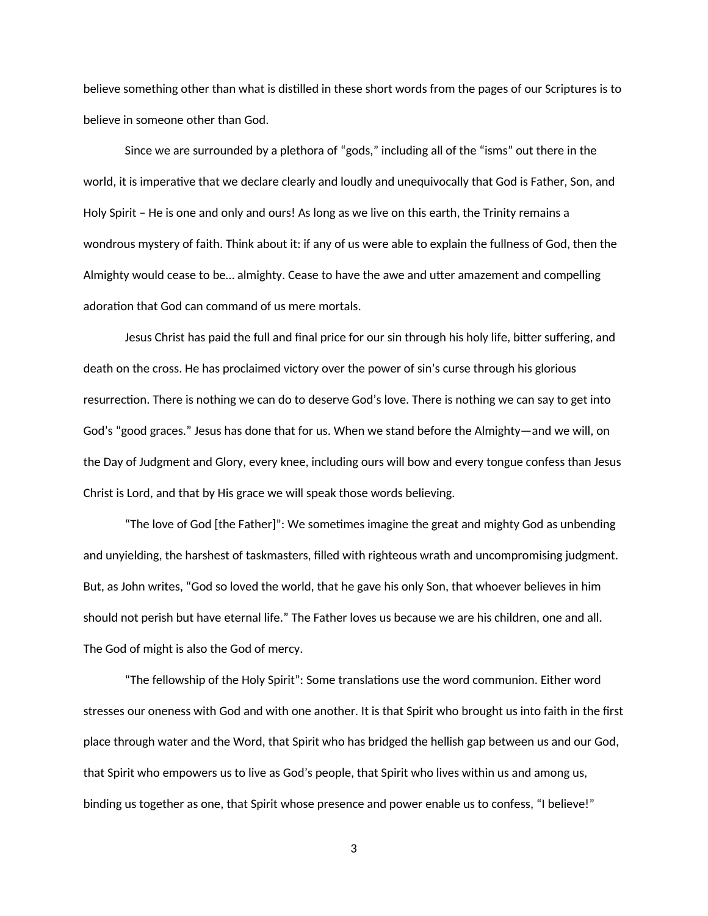believe something other than what is distilled in these short words from the pages of our Scriptures is to believe in someone other than God.

Since we are surrounded by a plethora of "gods," including all of the "isms" out there in the world, it is imperative that we declare clearly and loudly and unequivocally that God is Father, Son, and Holy Spirit – He is one and only and ours! As long as we live on this earth, the Trinity remains a wondrous mystery of faith. Think about it: if any of us were able to explain the fullness of God, then the Almighty would cease to be… almighty. Cease to have the awe and utter amazement and compelling adoration that God can command of us mere mortals.

Jesus Christ has paid the full and final price for our sin through his holy life, bitter suffering, and death on the cross. He has proclaimed victory over the power of sin's curse through his glorious resurrection. There is nothing we can do to deserve God's love. There is nothing we can say to get into God's "good graces." Jesus has done that for us. When we stand before the Almighty—and we will, on the Day of Judgment and Glory, every knee, including ours will bow and every tongue confess than Jesus Christ is Lord, and that by His grace we will speak those words believing.

"The love of God [the Father]": We sometimes imagine the great and mighty God as unbending and unyielding, the harshest of taskmasters, filled with righteous wrath and uncompromising judgment. But, as John writes, "God so loved the world, that he gave his only Son, that whoever believes in him should not perish but have eternal life." The Father loves us because we are his children, one and all. The God of might is also the God of mercy.

"The fellowship of the Holy Spirit": Some translations use the word communion. Either word stresses our oneness with God and with one another. It is that Spirit who brought us into faith in the first place through water and the Word, that Spirit who has bridged the hellish gap between us and our God, that Spirit who empowers us to live as God's people, that Spirit who lives within us and among us, binding us together as one, that Spirit whose presence and power enable us to confess, "I believe!"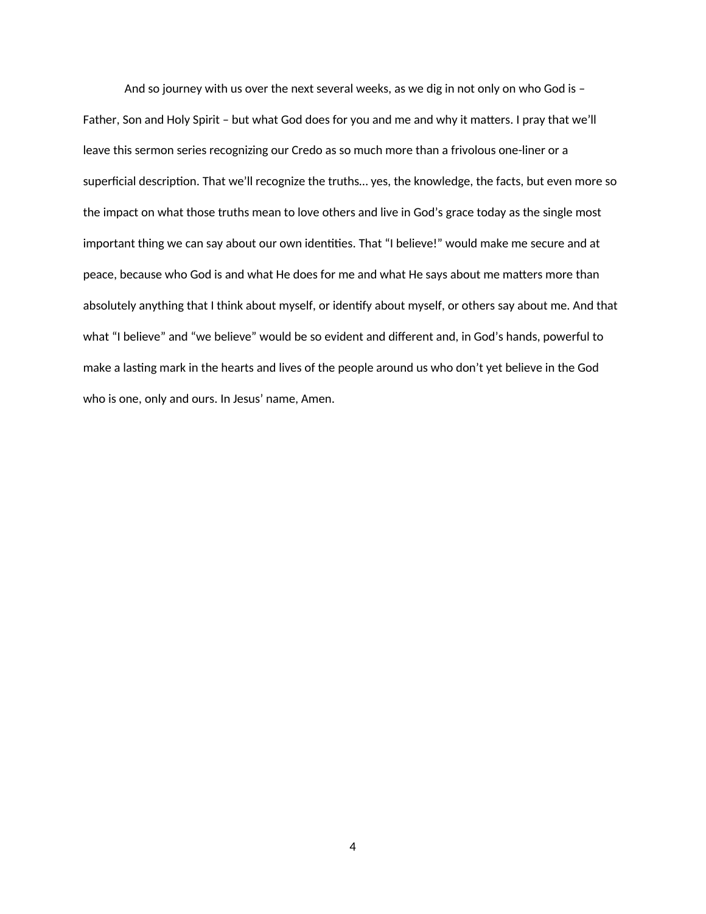And so journey with us over the next several weeks, as we dig in not only on who God is – Father, Son and Holy Spirit – but what God does for you and me and why it matters. I pray that we'll leave this sermon series recognizing our Credo as so much more than a frivolous one-liner or a superficial description. That we'll recognize the truths… yes, the knowledge, the facts, but even more so the impact on what those truths mean to love others and live in God's grace today as the single most important thing we can say about our own identities. That "I believe!" would make me secure and at peace, because who God is and what He does for me and what He says about me matters more than absolutely anything that I think about myself, or identify about myself, or others say about me. And that what "I believe" and "we believe" would be so evident and different and, in God's hands, powerful to make a lasting mark in the hearts and lives of the people around us who don't yet believe in the God who is one, only and ours. In Jesus' name, Amen.